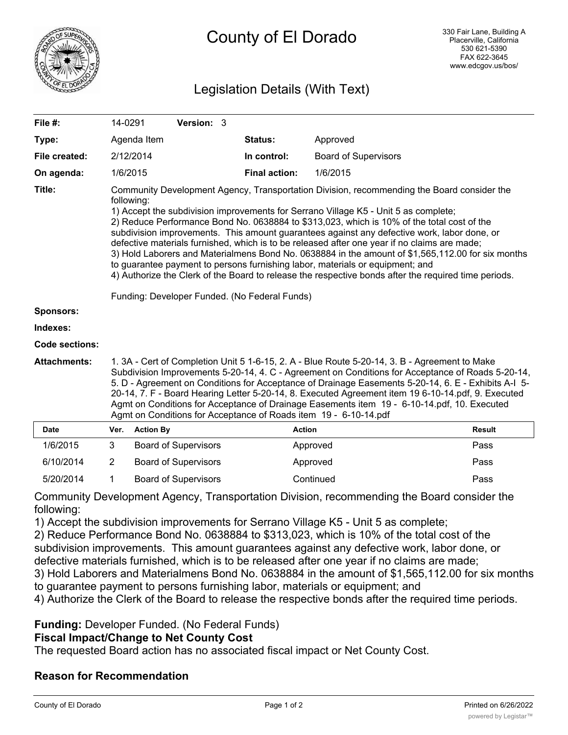# County of El Dorado

330 Fair Lane, Building A
Placerville, California
530 621-5390
FAX 622-3645
www.edcgov.us/bos/

## Legislation Details (With Text)

| | | | |
|---|---|---|---|
| **File #:** | 14-0291 **Version:** 3 | | |
| **Type:** | Agenda Item | **Status:** | Approved |
| **File created:** | 2/12/2014 | **In control:** | Board of Supervisors |
| **On agenda:** | 1/6/2015 | **Final action:** | 1/6/2015 |

**Title:** Community Development Agency, Transportation Division, recommending the Board consider the following:
1) Accept the subdivision improvements for Serrano Village K5 - Unit 5 as complete;
2) Reduce Performance Bond No. 0638884 to $313,023, which is 10% of the total cost of the subdivision improvements. This amount guarantees against any defective work, labor done, or defective materials furnished, which is to be released after one year if no claims are made;
3) Hold Laborers and Materialmens Bond No. 0638884 in the amount of $1,565,112.00 for six months to guarantee payment to persons furnishing labor, materials or equipment; and
4) Authorize the Clerk of the Board to release the respective bonds after the required time periods.

Funding: Developer Funded. (No Federal Funds)

**Sponsors:**

**Indexes:**

**Code sections:**

**Attachments:** 1. 3A - Cert of Completion Unit 5 1-6-15, 2. A - Blue Route 5-20-14, 3. B - Agreement to Make Subdivision Improvements 5-20-14, 4. C - Agreement on Conditions for Acceptance of Roads 5-20-14, 5. D - Agreement on Conditions for Acceptance of Drainage Easements 5-20-14, 6. E - Exhibits A-I 5-20-14, 7. F - Board Hearing Letter 5-20-14, 8. Executed Agreement item 19 6-10-14.pdf, 9. Executed Agmt on Conditions for Acceptance of Drainage Easements item 19 - 6-10-14.pdf, 10. Executed Agmt on Conditions for Acceptance of Roads item 19 - 6-10-14.pdf

| Date | Ver. | Action By | Action | Result |
|---|---|---|---|---|
| 1/6/2015 | 3 | Board of Supervisors | Approved | Pass |
| 6/10/2014 | 2 | Board of Supervisors | Approved | Pass |
| 5/20/2014 | 1 | Board of Supervisors | Continued | Pass |

Community Development Agency, Transportation Division, recommending the Board consider the following:
1) Accept the subdivision improvements for Serrano Village K5 - Unit 5 as complete;
2) Reduce Performance Bond No. 0638884 to $313,023, which is 10% of the total cost of the subdivision improvements. This amount guarantees against any defective work, labor done, or defective materials furnished, which is to be released after one year if no claims are made;
3) Hold Laborers and Materialmens Bond No. 0638884 in the amount of $1,565,112.00 for six months to guarantee payment to persons furnishing labor, materials or equipment; and
4) Authorize the Clerk of the Board to release the respective bonds after the required time periods.

**Funding:** Developer Funded. (No Federal Funds)

**Fiscal Impact/Change to Net County Cost**

The requested Board action has no associated fiscal impact or Net County Cost.

**Reason for Recommendation**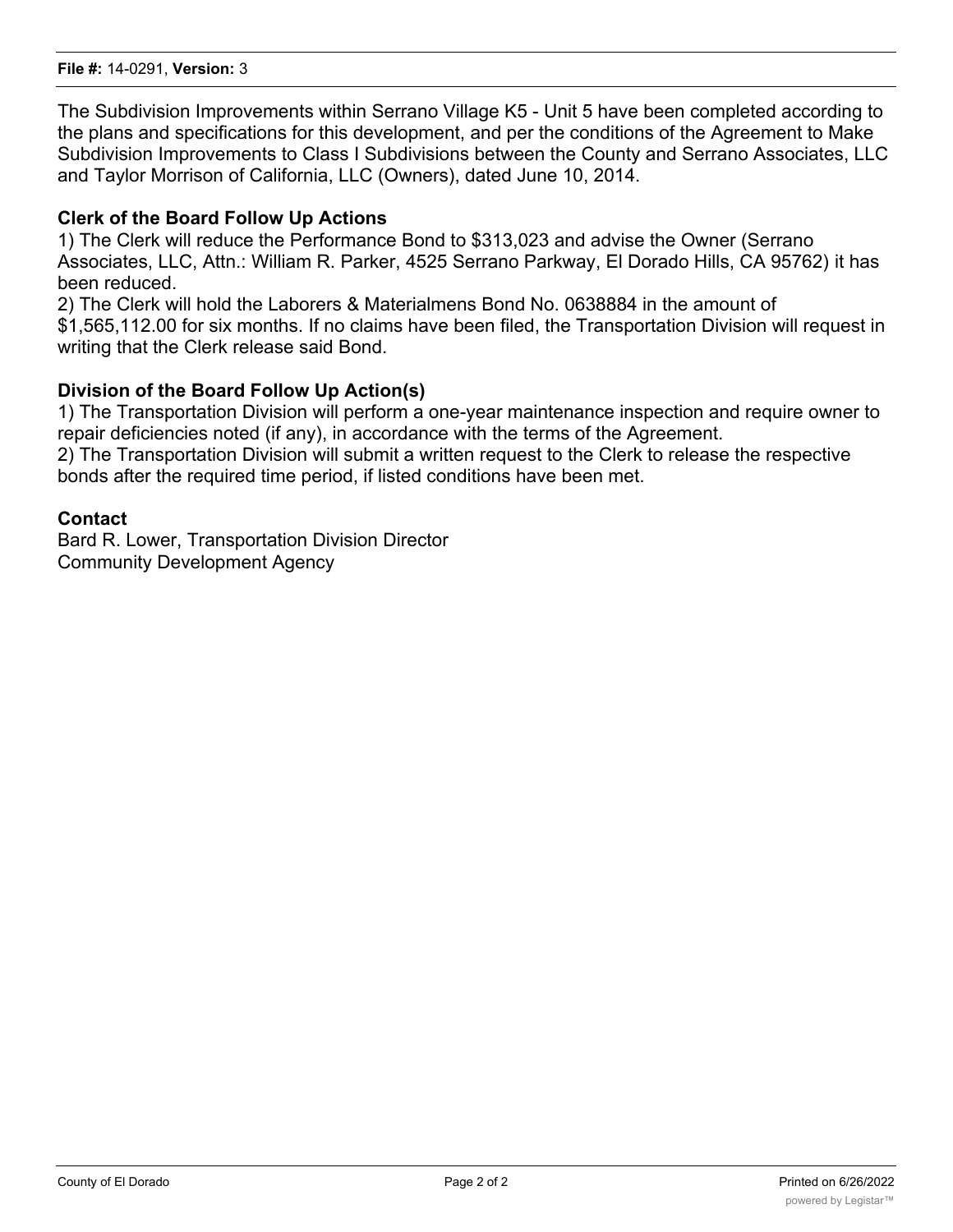The Subdivision Improvements within Serrano Village K5 - Unit 5 have been completed according to the plans and specifications for this development, and per the conditions of the Agreement to Make Subdivision Improvements to Class I Subdivisions between the County and Serrano Associates, LLC and Taylor Morrison of California, LLC (Owners), dated June 10, 2014.

**Clerk of the Board Follow Up Actions**

1) The Clerk will reduce the Performance Bond to $313,023 and advise the Owner (Serrano Associates, LLC, Attn.: William R. Parker, 4525 Serrano Parkway, El Dorado Hills, CA 95762) it has been reduced.

2) The Clerk will hold the Laborers & Materialmens Bond No. 0638884 in the amount of $1,565,112.00 for six months. If no claims have been filed, the Transportation Division will request in writing that the Clerk release said Bond.

**Division of the Board Follow Up Action(s)**

1) The Transportation Division will perform a one-year maintenance inspection and require owner to repair deficiencies noted (if any), in accordance with the terms of the Agreement.

2) The Transportation Division will submit a written request to the Clerk to release the respective bonds after the required time period, if listed conditions have been met.

**Contact**

Bard R. Lower, Transportation Division Director
Community Development Agency